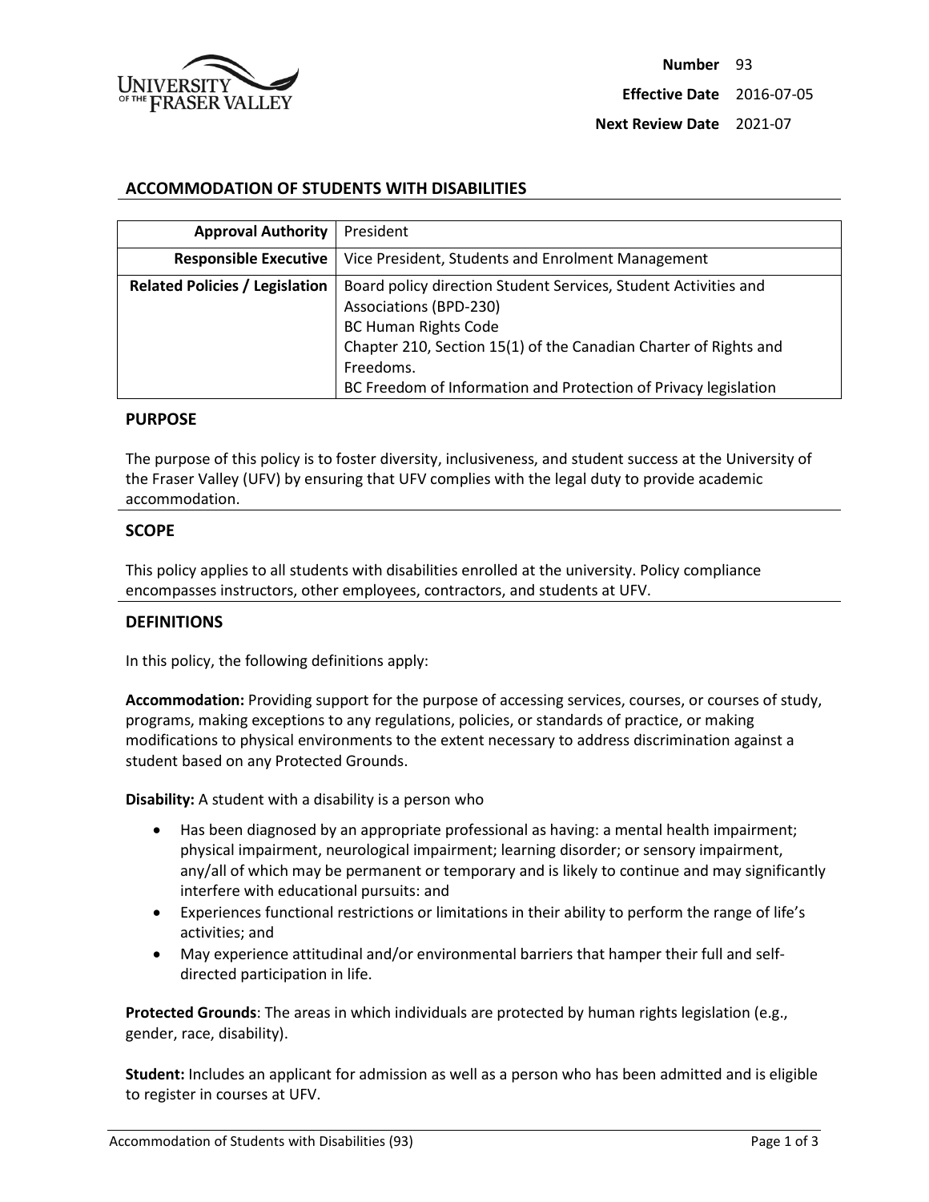**Number** 93

**Effective Date** 2016-07-05

**Next Review Date** 2021-07

## ACCOMMODATION OF STUDENTS WITH DISABILITIES

| | |
|---|---|
| **Approval Authority** | President |
| **Responsible Executive** | Vice President, Students and Enrolment Management |
| **Related Policies / Legislation** | Board policy direction Student Services, Student Activities and Associations (BPD-230)<br>BC Human Rights Code<br>Chapter 210, Section 15(1) of the Canadian Charter of Rights and Freedoms.<br>BC Freedom of Information and Protection of Privacy legislation |

### PURPOSE

The purpose of this policy is to foster diversity, inclusiveness, and student success at the University of the Fraser Valley (UFV) by ensuring that UFV complies with the legal duty to provide academic accommodation.

### SCOPE

This policy applies to all students with disabilities enrolled at the university. Policy compliance encompasses instructors, other employees, contractors, and students at UFV.

### DEFINITIONS

In this policy, the following definitions apply:

**Accommodation:** Providing support for the purpose of accessing services, courses, or courses of study, programs, making exceptions to any regulations, policies, or standards of practice, or making modifications to physical environments to the extent necessary to address discrimination against a student based on any Protected Grounds.

**Disability:** A student with a disability is a person who

- Has been diagnosed by an appropriate professional as having: a mental health impairment; physical impairment, neurological impairment; learning disorder; or sensory impairment, any/all of which may be permanent or temporary and is likely to continue and may significantly interfere with educational pursuits: and
- Experiences functional restrictions or limitations in their ability to perform the range of life's activities; and
- May experience attitudinal and/or environmental barriers that hamper their full and self-directed participation in life.

**Protected Grounds**: The areas in which individuals are protected by human rights legislation (e.g., gender, race, disability).

**Student:** Includes an applicant for admission as well as a person who has been admitted and is eligible to register in courses at UFV.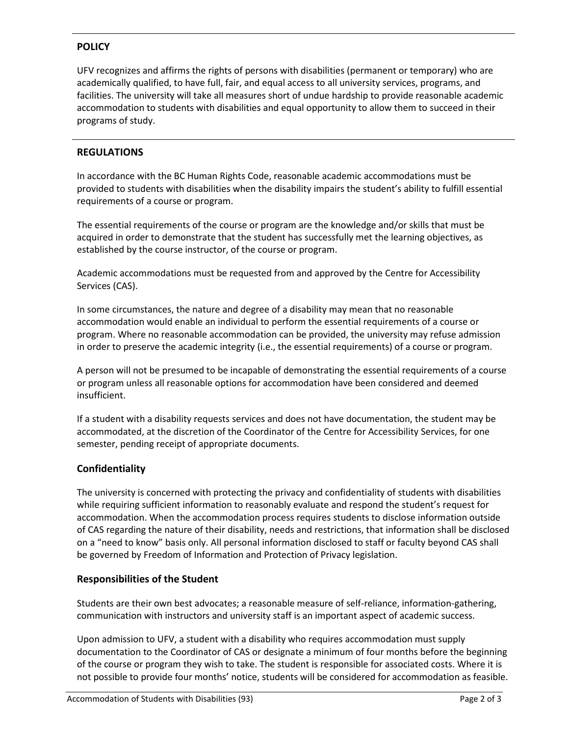## POLICY

UFV recognizes and affirms the rights of persons with disabilities (permanent or temporary) who are academically qualified, to have full, fair, and equal access to all university services, programs, and facilities. The university will take all measures short of undue hardship to provide reasonable academic accommodation to students with disabilities and equal opportunity to allow them to succeed in their programs of study.

## REGULATIONS

In accordance with the BC Human Rights Code, reasonable academic accommodations must be provided to students with disabilities when the disability impairs the student's ability to fulfill essential requirements of a course or program.

The essential requirements of the course or program are the knowledge and/or skills that must be acquired in order to demonstrate that the student has successfully met the learning objectives, as established by the course instructor, of the course or program.

Academic accommodations must be requested from and approved by the Centre for Accessibility Services (CAS).

In some circumstances, the nature and degree of a disability may mean that no reasonable accommodation would enable an individual to perform the essential requirements of a course or program. Where no reasonable accommodation can be provided, the university may refuse admission in order to preserve the academic integrity (i.e., the essential requirements) of a course or program.

A person will not be presumed to be incapable of demonstrating the essential requirements of a course or program unless all reasonable options for accommodation have been considered and deemed insufficient.

If a student with a disability requests services and does not have documentation, the student may be accommodated, at the discretion of the Coordinator of the Centre for Accessibility Services, for one semester, pending receipt of appropriate documents.

### Confidentiality

The university is concerned with protecting the privacy and confidentiality of students with disabilities while requiring sufficient information to reasonably evaluate and respond the student's request for accommodation. When the accommodation process requires students to disclose information outside of CAS regarding the nature of their disability, needs and restrictions, that information shall be disclosed on a "need to know" basis only. All personal information disclosed to staff or faculty beyond CAS shall be governed by Freedom of Information and Protection of Privacy legislation.

### Responsibilities of the Student

Students are their own best advocates; a reasonable measure of self-reliance, information-gathering, communication with instructors and university staff is an important aspect of academic success.

Upon admission to UFV, a student with a disability who requires accommodation must supply documentation to the Coordinator of CAS or designate a minimum of four months before the beginning of the course or program they wish to take. The student is responsible for associated costs. Where it is not possible to provide four months' notice, students will be considered for accommodation as feasible.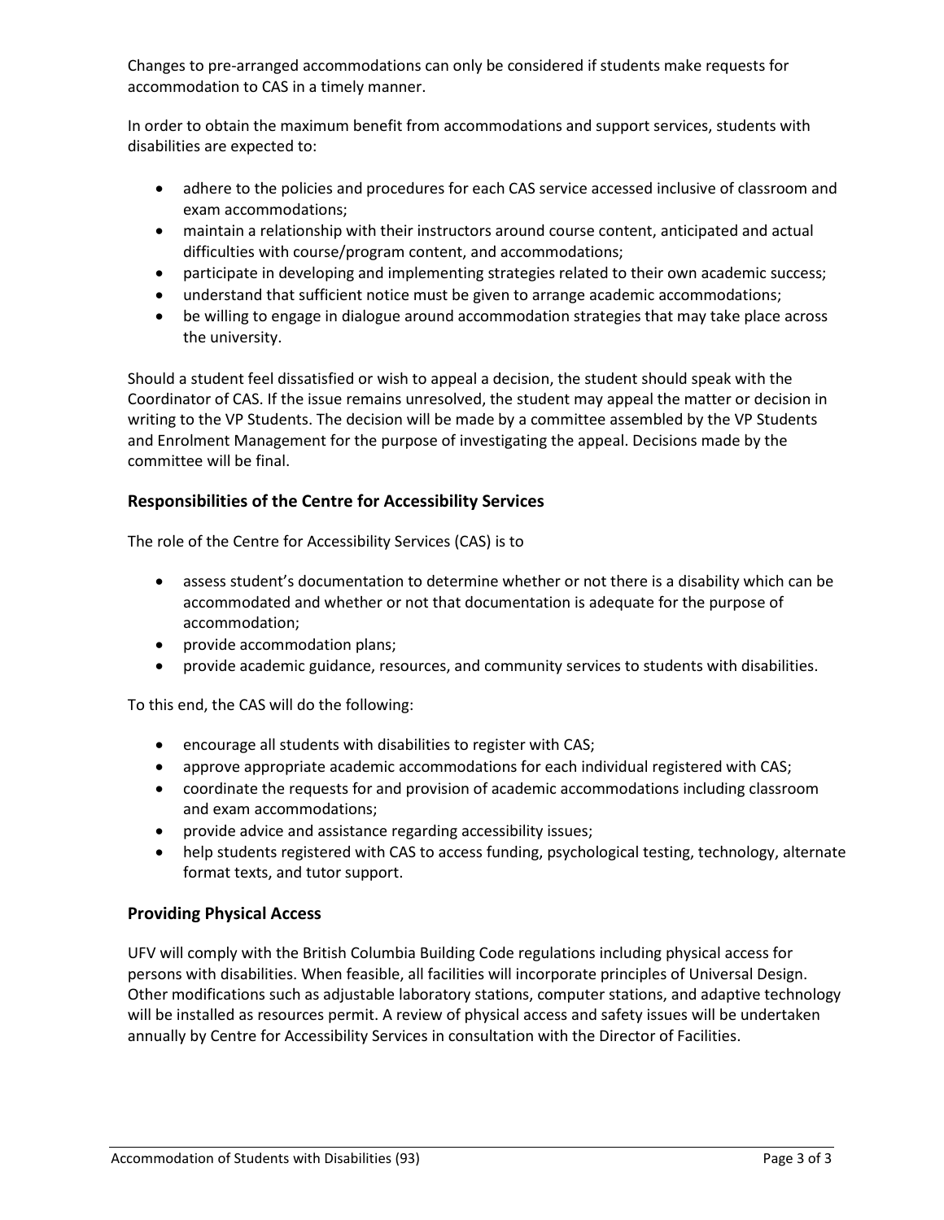Changes to pre-arranged accommodations can only be considered if students make requests for accommodation to CAS in a timely manner.

In order to obtain the maximum benefit from accommodations and support services, students with disabilities are expected to:

- adhere to the policies and procedures for each CAS service accessed inclusive of classroom and exam accommodations;
- maintain a relationship with their instructors around course content, anticipated and actual difficulties with course/program content, and accommodations;
- participate in developing and implementing strategies related to their own academic success;
- understand that sufficient notice must be given to arrange academic accommodations;
- be willing to engage in dialogue around accommodation strategies that may take place across the university.

Should a student feel dissatisfied or wish to appeal a decision, the student should speak with the Coordinator of CAS. If the issue remains unresolved, the student may appeal the matter or decision in writing to the VP Students. The decision will be made by a committee assembled by the VP Students and Enrolment Management for the purpose of investigating the appeal. Decisions made by the committee will be final.

### Responsibilities of the Centre for Accessibility Services

The role of the Centre for Accessibility Services (CAS) is to

- assess student's documentation to determine whether or not there is a disability which can be accommodated and whether or not that documentation is adequate for the purpose of accommodation;
- provide accommodation plans;
- provide academic guidance, resources, and community services to students with disabilities.

To this end, the CAS will do the following:

- encourage all students with disabilities to register with CAS;
- approve appropriate academic accommodations for each individual registered with CAS;
- coordinate the requests for and provision of academic accommodations including classroom and exam accommodations;
- provide advice and assistance regarding accessibility issues;
- help students registered with CAS to access funding, psychological testing, technology, alternate format texts, and tutor support.

### Providing Physical Access

UFV will comply with the British Columbia Building Code regulations including physical access for persons with disabilities. When feasible, all facilities will incorporate principles of Universal Design. Other modifications such as adjustable laboratory stations, computer stations, and adaptive technology will be installed as resources permit. A review of physical access and safety issues will be undertaken annually by Centre for Accessibility Services in consultation with the Director of Facilities.